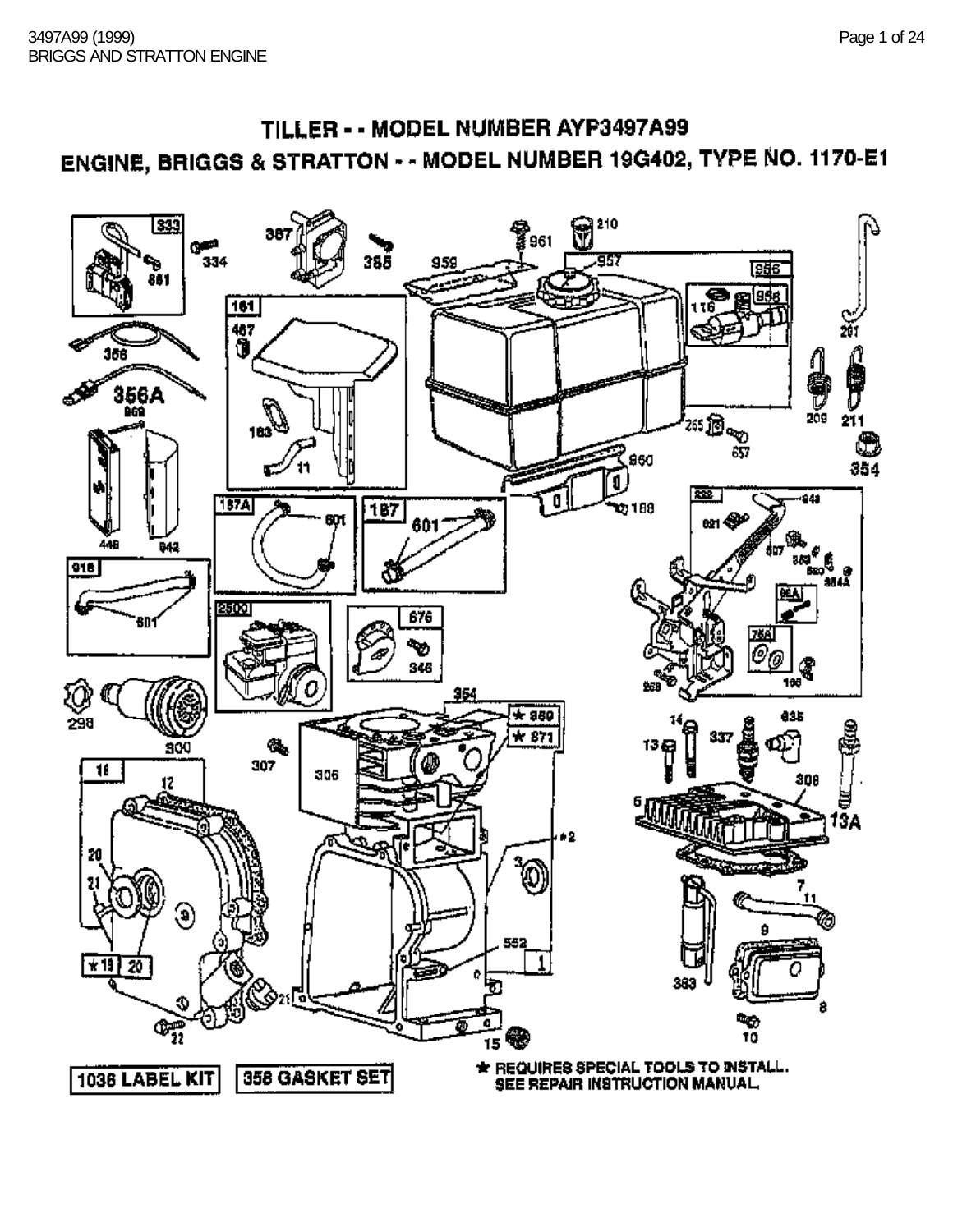# TILLER - - MODEL NUMBER AYP3497A99

## ENGINE, BRIGGS & STRATTON - - MODEL NUMBER 19G402, TYPE NO. 1170-E1

1036 LABEL KIT

358 GASKET SET

★ REQUIRES SPECIAL TOOLS TO INSTALL. SEE REPAIR INSTRUCTION MANUAL.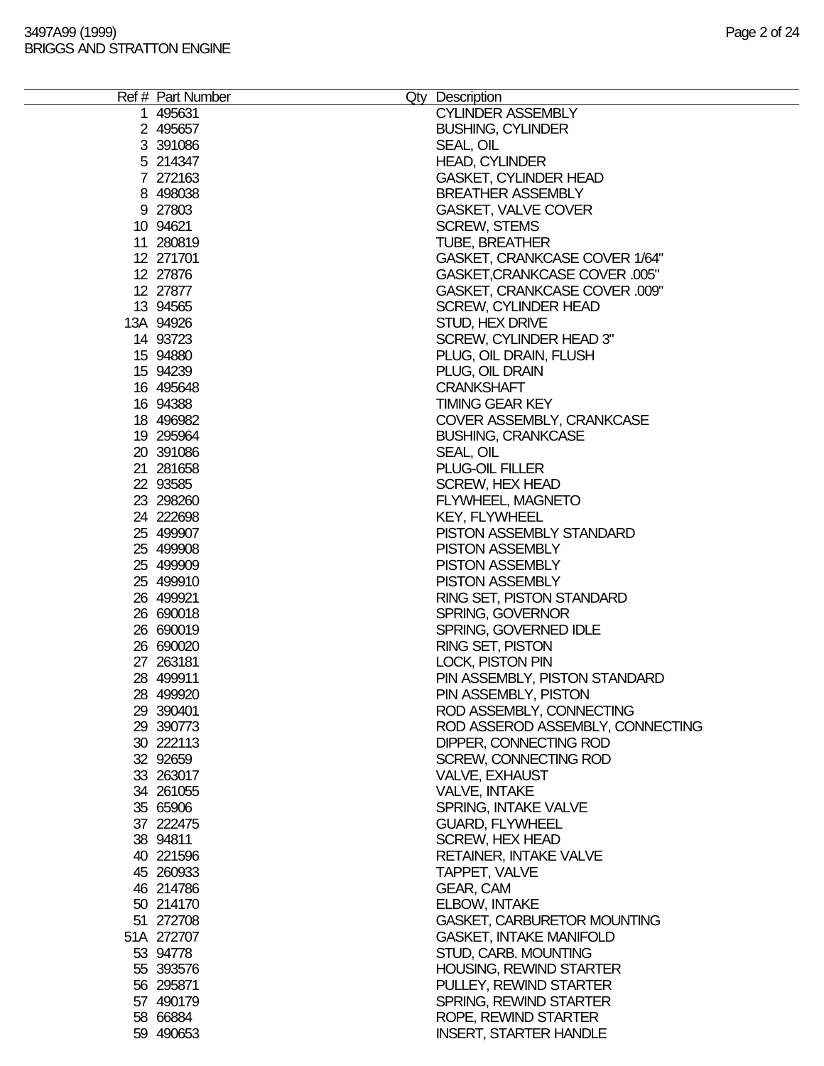| Ref # | Part Number | Qty | Description |
|---|---|---|---|
| 1 | 495631 | | CYLINDER ASSEMBLY |
| 2 | 495657 | | BUSHING, CYLINDER |
| 3 | 391086 | | SEAL, OIL |
| 5 | 214347 | | HEAD, CYLINDER |
| 7 | 272163 | | GASKET, CYLINDER HEAD |
| 8 | 498038 | | BREATHER ASSEMBLY |
| 9 | 27803 | | GASKET, VALVE COVER |
| 10 | 94621 | | SCREW, STEMS |
| 11 | 280819 | | TUBE, BREATHER |
| 12 | 271701 | | GASKET, CRANKCASE COVER 1/64" |
| 12 | 27876 | | GASKET,CRANKCASE COVER .005" |
| 12 | 27877 | | GASKET, CRANKCASE COVER .009" |
| 13 | 94565 | | SCREW, CYLINDER HEAD |
| 13A | 94926 | | STUD, HEX DRIVE |
| 14 | 93723 | | SCREW, CYLINDER HEAD 3" |
| 15 | 94880 | | PLUG, OIL DRAIN, FLUSH |
| 15 | 94239 | | PLUG, OIL DRAIN |
| 16 | 495648 | | CRANKSHAFT |
| 16 | 94388 | | TIMING GEAR KEY |
| 18 | 496982 | | COVER ASSEMBLY, CRANKCASE |
| 19 | 295964 | | BUSHING, CRANKCASE |
| 20 | 391086 | | SEAL, OIL |
| 21 | 281658 | | PLUG-OIL FILLER |
| 22 | 93585 | | SCREW, HEX HEAD |
| 23 | 298260 | | FLYWHEEL, MAGNETO |
| 24 | 222698 | | KEY, FLYWHEEL |
| 25 | 499907 | | PISTON ASSEMBLY STANDARD |
| 25 | 499908 | | PISTON ASSEMBLY |
| 25 | 499909 | | PISTON ASSEMBLY |
| 25 | 499910 | | PISTON ASSEMBLY |
| 26 | 499921 | | RING SET, PISTON STANDARD |
| 26 | 690018 | | SPRING, GOVERNOR |
| 26 | 690019 | | SPRING, GOVERNED IDLE |
| 26 | 690020 | | RING SET, PISTON |
| 27 | 263181 | | LOCK, PISTON PIN |
| 28 | 499911 | | PIN ASSEMBLY, PISTON STANDARD |
| 28 | 499920 | | PIN ASSEMBLY, PISTON |
| 29 | 390401 | | ROD ASSEMBLY, CONNECTING |
| 29 | 390773 | | ROD ASSEROD ASSEMBLY, CONNECTING |
| 30 | 222113 | | DIPPER, CONNECTING ROD |
| 32 | 92659 | | SCREW, CONNECTING ROD |
| 33 | 263017 | | VALVE, EXHAUST |
| 34 | 261055 | | VALVE, INTAKE |
| 35 | 65906 | | SPRING, INTAKE VALVE |
| 37 | 222475 | | GUARD, FLYWHEEL |
| 38 | 94811 | | SCREW, HEX HEAD |
| 40 | 221596 | | RETAINER, INTAKE VALVE |
| 45 | 260933 | | TAPPET, VALVE |
| 46 | 214786 | | GEAR, CAM |
| 50 | 214170 | | ELBOW, INTAKE |
| 51 | 272708 | | GASKET, CARBURETOR MOUNTING |
| 51A | 272707 | | GASKET, INTAKE MANIFOLD |
| 53 | 94778 | | STUD, CARB. MOUNTING |
| 55 | 393576 | | HOUSING, REWIND STARTER |
| 56 | 295871 | | PULLEY, REWIND STARTER |
| 57 | 490179 | | SPRING, REWIND STARTER |
| 58 | 66884 | | ROPE, REWIND STARTER |
| 59 | 490653 | | INSERT, STARTER HANDLE |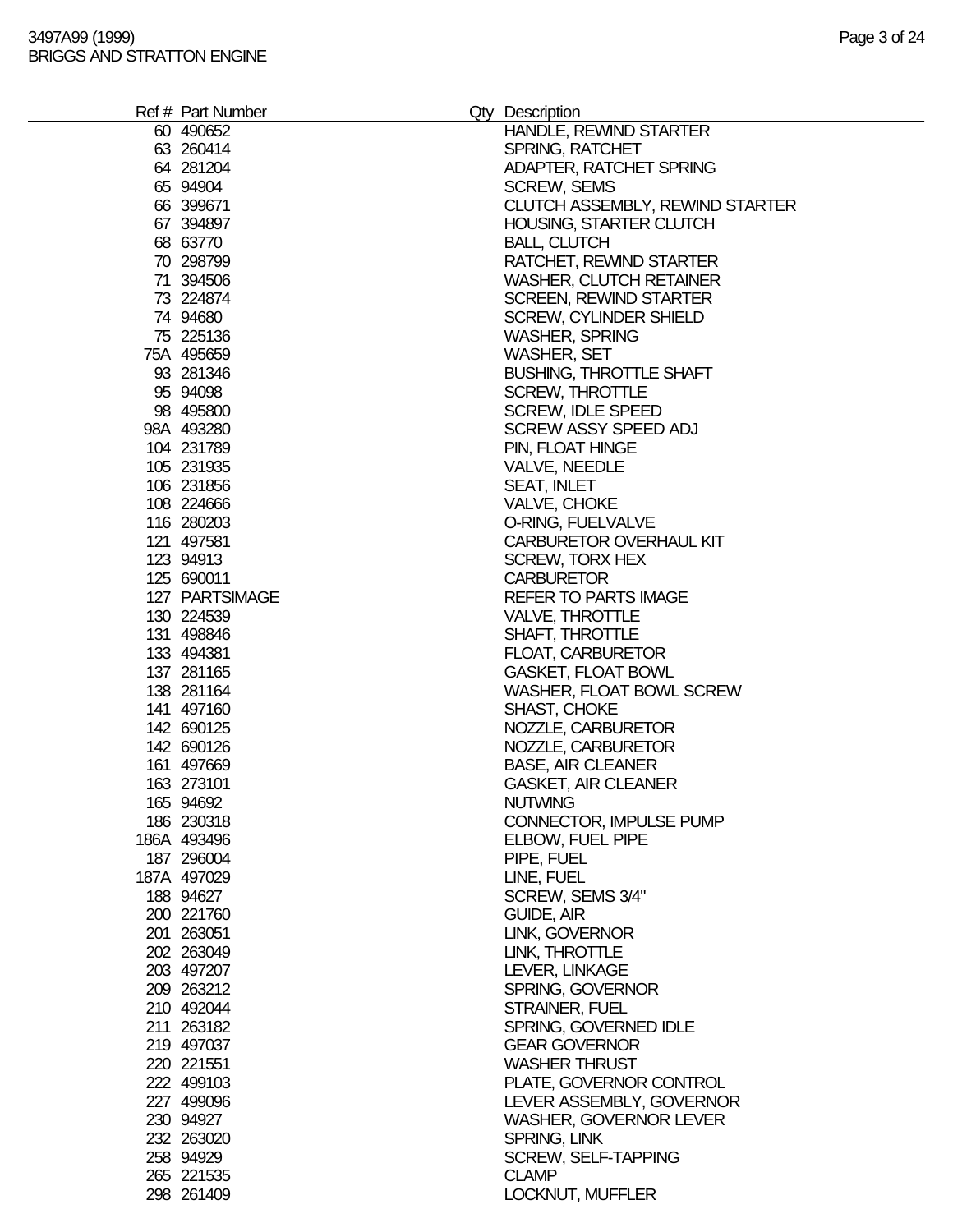| Ref # | Part Number | Qty | Description |
|---|---|---|---|
| 60 | 490652 | | HANDLE, REWIND STARTER |
| 63 | 260414 | | SPRING, RATCHET |
| 64 | 281204 | | ADAPTER, RATCHET SPRING |
| 65 | 94904 | | SCREW, SEMS |
| 66 | 399671 | | CLUTCH ASSEMBLY, REWIND STARTER |
| 67 | 394897 | | HOUSING, STARTER CLUTCH |
| 68 | 63770 | | BALL, CLUTCH |
| 70 | 298799 | | RATCHET, REWIND STARTER |
| 71 | 394506 | | WASHER, CLUTCH RETAINER |
| 73 | 224874 | | SCREEN, REWIND STARTER |
| 74 | 94680 | | SCREW, CYLINDER SHIELD |
| 75 | 225136 | | WASHER, SPRING |
| 75A | 495659 | | WASHER, SET |
| 93 | 281346 | | BUSHING, THROTTLE SHAFT |
| 95 | 94098 | | SCREW, THROTTLE |
| 98 | 495800 | | SCREW, IDLE SPEED |
| 98A | 493280 | | SCREW ASSY SPEED ADJ |
| 104 | 231789 | | PIN, FLOAT HINGE |
| 105 | 231935 | | VALVE, NEEDLE |
| 106 | 231856 | | SEAT, INLET |
| 108 | 224666 | | VALVE, CHOKE |
| 116 | 280203 | | O-RING, FUELVALVE |
| 121 | 497581 | | CARBURETOR OVERHAUL KIT |
| 123 | 94913 | | SCREW, TORX HEX |
| 125 | 690011 | | CARBURETOR |
| 127 | PARTSIMAGE | | REFER TO PARTS IMAGE |
| 130 | 224539 | | VALVE, THROTTLE |
| 131 | 498846 | | SHAFT, THROTTLE |
| 133 | 494381 | | FLOAT, CARBURETOR |
| 137 | 281165 | | GASKET, FLOAT BOWL |
| 138 | 281164 | | WASHER, FLOAT BOWL SCREW |
| 141 | 497160 | | SHAST, CHOKE |
| 142 | 690125 | | NOZZLE, CARBURETOR |
| 142 | 690126 | | NOZZLE, CARBURETOR |
| 161 | 497669 | | BASE, AIR CLEANER |
| 163 | 273101 | | GASKET, AIR CLEANER |
| 165 | 94692 | | NUTWING |
| 186 | 230318 | | CONNECTOR, IMPULSE PUMP |
| 186A | 493496 | | ELBOW, FUEL PIPE |
| 187 | 296004 | | PIPE, FUEL |
| 187A | 497029 | | LINE, FUEL |
| 188 | 94627 | | SCREW, SEMS 3/4" |
| 200 | 221760 | | GUIDE, AIR |
| 201 | 263051 | | LINK, GOVERNOR |
| 202 | 263049 | | LINK, THROTTLE |
| 203 | 497207 | | LEVER, LINKAGE |
| 209 | 263212 | | SPRING, GOVERNOR |
| 210 | 492044 | | STRAINER, FUEL |
| 211 | 263182 | | SPRING, GOVERNED IDLE |
| 219 | 497037 | | GEAR GOVERNOR |
| 220 | 221551 | | WASHER THRUST |
| 222 | 499103 | | PLATE, GOVERNOR CONTROL |
| 227 | 499096 | | LEVER ASSEMBLY, GOVERNOR |
| 230 | 94927 | | WASHER, GOVERNOR LEVER |
| 232 | 263020 | | SPRING, LINK |
| 258 | 94929 | | SCREW, SELF-TAPPING |
| 265 | 221535 | | CLAMP |
| 298 | 261409 | | LOCKNUT, MUFFLER |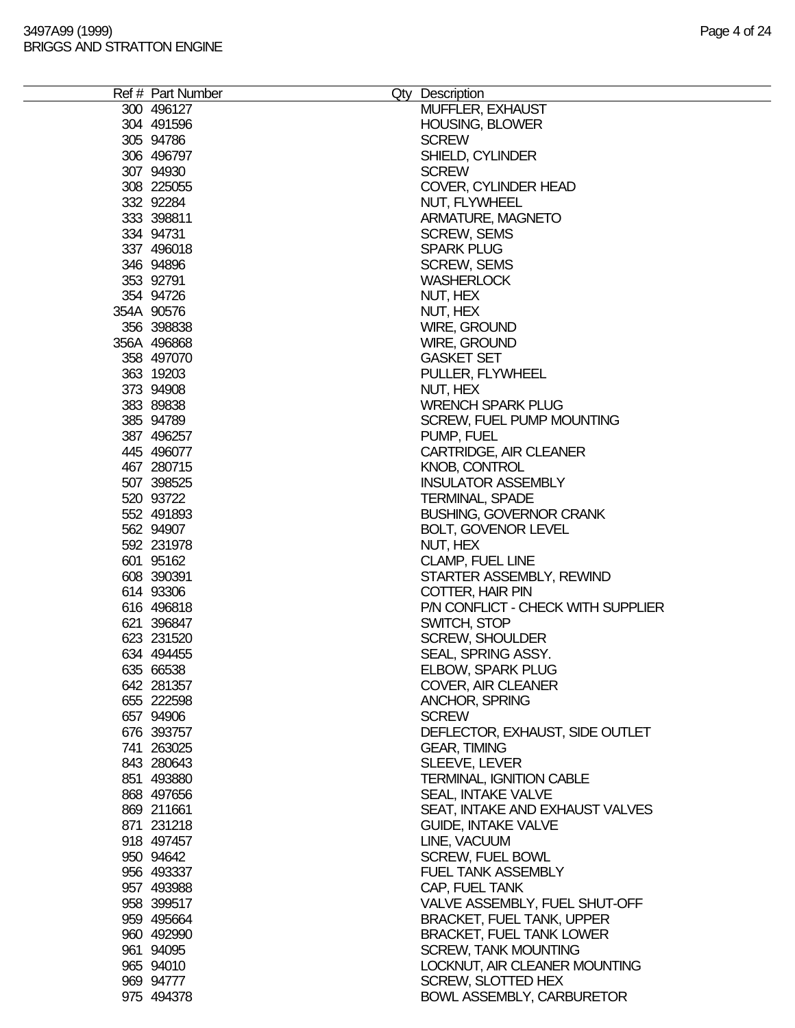| Ref # | Part Number | Qty | Description |
|---|---|---|---|
| 300 | 496127 | | MUFFLER, EXHAUST |
| 304 | 491596 | | HOUSING, BLOWER |
| 305 | 94786 | | SCREW |
| 306 | 496797 | | SHIELD, CYLINDER |
| 307 | 94930 | | SCREW |
| 308 | 225055 | | COVER, CYLINDER HEAD |
| 332 | 92284 | | NUT, FLYWHEEL |
| 333 | 398811 | | ARMATURE, MAGNETO |
| 334 | 94731 | | SCREW, SEMS |
| 337 | 496018 | | SPARK PLUG |
| 346 | 94896 | | SCREW, SEMS |
| 353 | 92791 | | WASHERLOCK |
| 354 | 94726 | | NUT, HEX |
| 354A | 90576 | | NUT, HEX |
| 356 | 398838 | | WIRE, GROUND |
| 356A | 496868 | | WIRE, GROUND |
| 358 | 497070 | | GASKET SET |
| 363 | 19203 | | PULLER, FLYWHEEL |
| 373 | 94908 | | NUT, HEX |
| 383 | 89838 | | WRENCH SPARK PLUG |
| 385 | 94789 | | SCREW, FUEL PUMP MOUNTING |
| 387 | 496257 | | PUMP, FUEL |
| 445 | 496077 | | CARTRIDGE, AIR CLEANER |
| 467 | 280715 | | KNOB, CONTROL |
| 507 | 398525 | | INSULATOR ASSEMBLY |
| 520 | 93722 | | TERMINAL, SPADE |
| 552 | 491893 | | BUSHING, GOVERNOR CRANK |
| 562 | 94907 | | BOLT, GOVENOR LEVEL |
| 592 | 231978 | | NUT, HEX |
| 601 | 95162 | | CLAMP, FUEL LINE |
| 608 | 390391 | | STARTER ASSEMBLY, REWIND |
| 614 | 93306 | | COTTER, HAIR PIN |
| 616 | 496818 | | P/N CONFLICT - CHECK WITH SUPPLIER |
| 621 | 396847 | | SWITCH, STOP |
| 623 | 231520 | | SCREW, SHOULDER |
| 634 | 494455 | | SEAL, SPRING ASSY. |
| 635 | 66538 | | ELBOW, SPARK PLUG |
| 642 | 281357 | | COVER, AIR CLEANER |
| 655 | 222598 | | ANCHOR, SPRING |
| 657 | 94906 | | SCREW |
| 676 | 393757 | | DEFLECTOR, EXHAUST, SIDE OUTLET |
| 741 | 263025 | | GEAR, TIMING |
| 843 | 280643 | | SLEEVE, LEVER |
| 851 | 493880 | | TERMINAL, IGNITION CABLE |
| 868 | 497656 | | SEAL, INTAKE VALVE |
| 869 | 211661 | | SEAT, INTAKE AND EXHAUST VALVES |
| 871 | 231218 | | GUIDE, INTAKE VALVE |
| 918 | 497457 | | LINE, VACUUM |
| 950 | 94642 | | SCREW, FUEL BOWL |
| 956 | 493337 | | FUEL TANK ASSEMBLY |
| 957 | 493988 | | CAP, FUEL TANK |
| 958 | 399517 | | VALVE ASSEMBLY, FUEL SHUT-OFF |
| 959 | 495664 | | BRACKET, FUEL TANK, UPPER |
| 960 | 492990 | | BRACKET, FUEL TANK LOWER |
| 961 | 94095 | | SCREW, TANK MOUNTING |
| 965 | 94010 | | LOCKNUT, AIR CLEANER MOUNTING |
| 969 | 94777 | | SCREW, SLOTTED HEX |
| 975 | 494378 | | BOWL ASSEMBLY, CARBURETOR |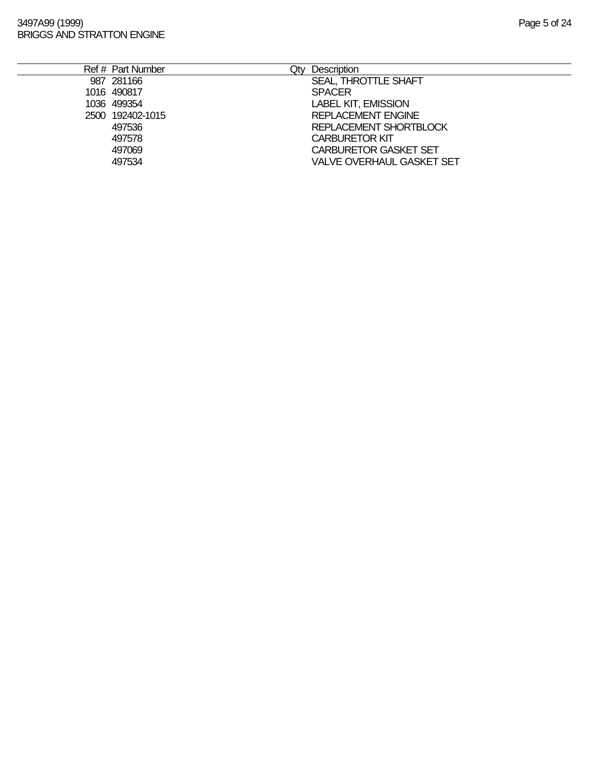| Ref # | Part Number | Qty | Description |
|---|---|---|---|
| 987 | 281166 | | SEAL, THROTTLE SHAFT |
| 1016 | 490817 | | SPACER |
| 1036 | 499354 | | LABEL KIT, EMISSION |
| 2500 | 192402-1015 | | REPLACEMENT ENGINE |
| | 497536 | | REPLACEMENT SHORTBLOCK |
| | 497578 | | CARBURETOR KIT |
| | 497069 | | CARBURETOR GASKET SET |
| | 497534 | | VALVE OVERHAUL GASKET SET |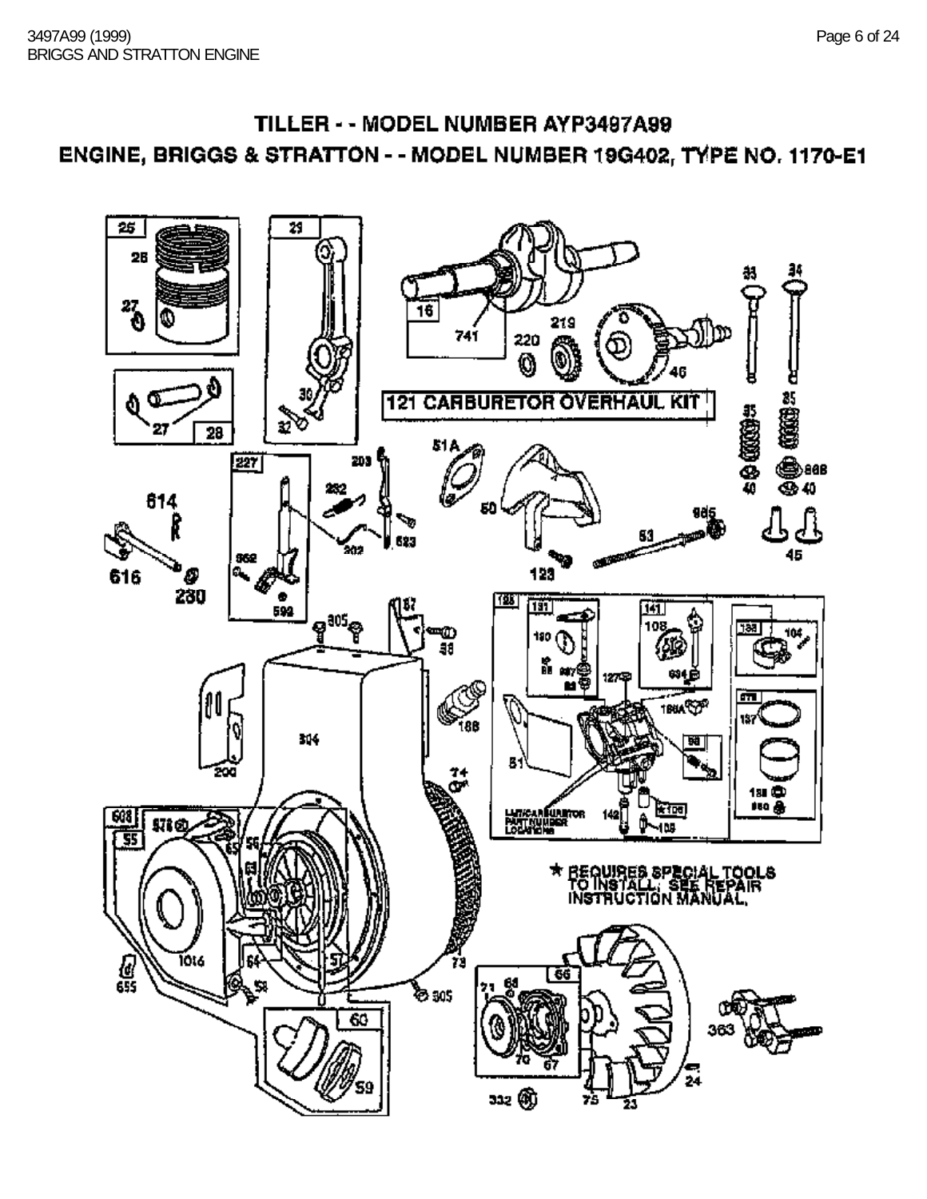# TILLER - - MODEL NUMBER AYP3497A99

## ENGINE, BRIGGS & STRATTON - - MODEL NUMBER 19G402, TYPE NO. 1170-E1

121 CARBURETOR OVERHAUL KIT

★ REQUIRES SPECIAL TOOLS TO INSTALL. SEE REPAIR INSTRUCTION MANUAL.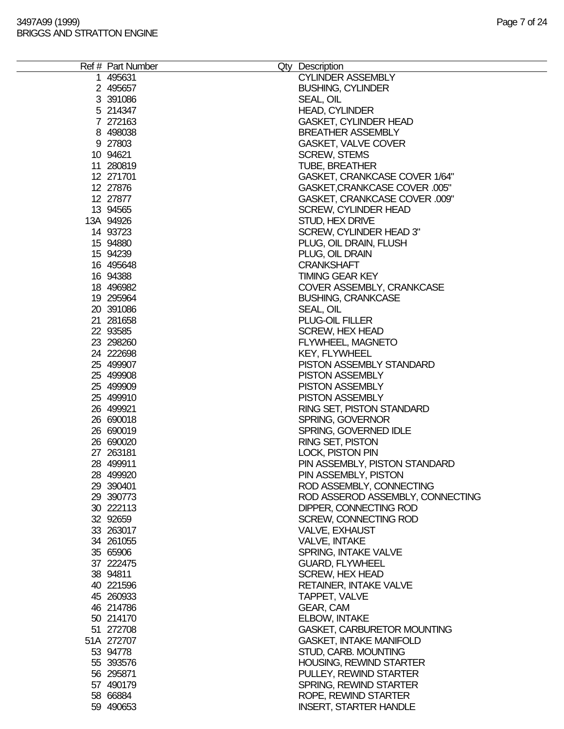| Ref # | Part Number | Qty | Description |
|---|---|---|---|
| 1 | 495631 | | CYLINDER ASSEMBLY |
| 2 | 495657 | | BUSHING, CYLINDER |
| 3 | 391086 | | SEAL, OIL |
| 5 | 214347 | | HEAD, CYLINDER |
| 7 | 272163 | | GASKET, CYLINDER HEAD |
| 8 | 498038 | | BREATHER ASSEMBLY |
| 9 | 27803 | | GASKET, VALVE COVER |
| 10 | 94621 | | SCREW, STEMS |
| 11 | 280819 | | TUBE, BREATHER |
| 12 | 271701 | | GASKET, CRANKCASE COVER 1/64" |
| 12 | 27876 | | GASKET,CRANKCASE COVER .005" |
| 12 | 27877 | | GASKET, CRANKCASE COVER .009" |
| 13 | 94565 | | SCREW, CYLINDER HEAD |
| 13A | 94926 | | STUD, HEX DRIVE |
| 14 | 93723 | | SCREW, CYLINDER HEAD 3" |
| 15 | 94880 | | PLUG, OIL DRAIN, FLUSH |
| 15 | 94239 | | PLUG, OIL DRAIN |
| 16 | 495648 | | CRANKSHAFT |
| 16 | 94388 | | TIMING GEAR KEY |
| 18 | 496982 | | COVER ASSEMBLY, CRANKCASE |
| 19 | 295964 | | BUSHING, CRANKCASE |
| 20 | 391086 | | SEAL, OIL |
| 21 | 281658 | | PLUG-OIL FILLER |
| 22 | 93585 | | SCREW, HEX HEAD |
| 23 | 298260 | | FLYWHEEL, MAGNETO |
| 24 | 222698 | | KEY, FLYWHEEL |
| 25 | 499907 | | PISTON ASSEMBLY STANDARD |
| 25 | 499908 | | PISTON ASSEMBLY |
| 25 | 499909 | | PISTON ASSEMBLY |
| 25 | 499910 | | PISTON ASSEMBLY |
| 26 | 499921 | | RING SET, PISTON STANDARD |
| 26 | 690018 | | SPRING, GOVERNOR |
| 26 | 690019 | | SPRING, GOVERNED IDLE |
| 26 | 690020 | | RING SET, PISTON |
| 27 | 263181 | | LOCK, PISTON PIN |
| 28 | 499911 | | PIN ASSEMBLY, PISTON STANDARD |
| 28 | 499920 | | PIN ASSEMBLY, PISTON |
| 29 | 390401 | | ROD ASSEMBLY, CONNECTING |
| 29 | 390773 | | ROD ASSEROD ASSEMBLY, CONNECTING |
| 30 | 222113 | | DIPPER, CONNECTING ROD |
| 32 | 92659 | | SCREW, CONNECTING ROD |
| 33 | 263017 | | VALVE, EXHAUST |
| 34 | 261055 | | VALVE, INTAKE |
| 35 | 65906 | | SPRING, INTAKE VALVE |
| 37 | 222475 | | GUARD, FLYWHEEL |
| 38 | 94811 | | SCREW, HEX HEAD |
| 40 | 221596 | | RETAINER, INTAKE VALVE |
| 45 | 260933 | | TAPPET, VALVE |
| 46 | 214786 | | GEAR, CAM |
| 50 | 214170 | | ELBOW, INTAKE |
| 51 | 272708 | | GASKET, CARBURETOR MOUNTING |
| 51A | 272707 | | GASKET, INTAKE MANIFOLD |
| 53 | 94778 | | STUD, CARB. MOUNTING |
| 55 | 393576 | | HOUSING, REWIND STARTER |
| 56 | 295871 | | PULLEY, REWIND STARTER |
| 57 | 490179 | | SPRING, REWIND STARTER |
| 58 | 66884 | | ROPE, REWIND STARTER |
| 59 | 490653 | | INSERT, STARTER HANDLE |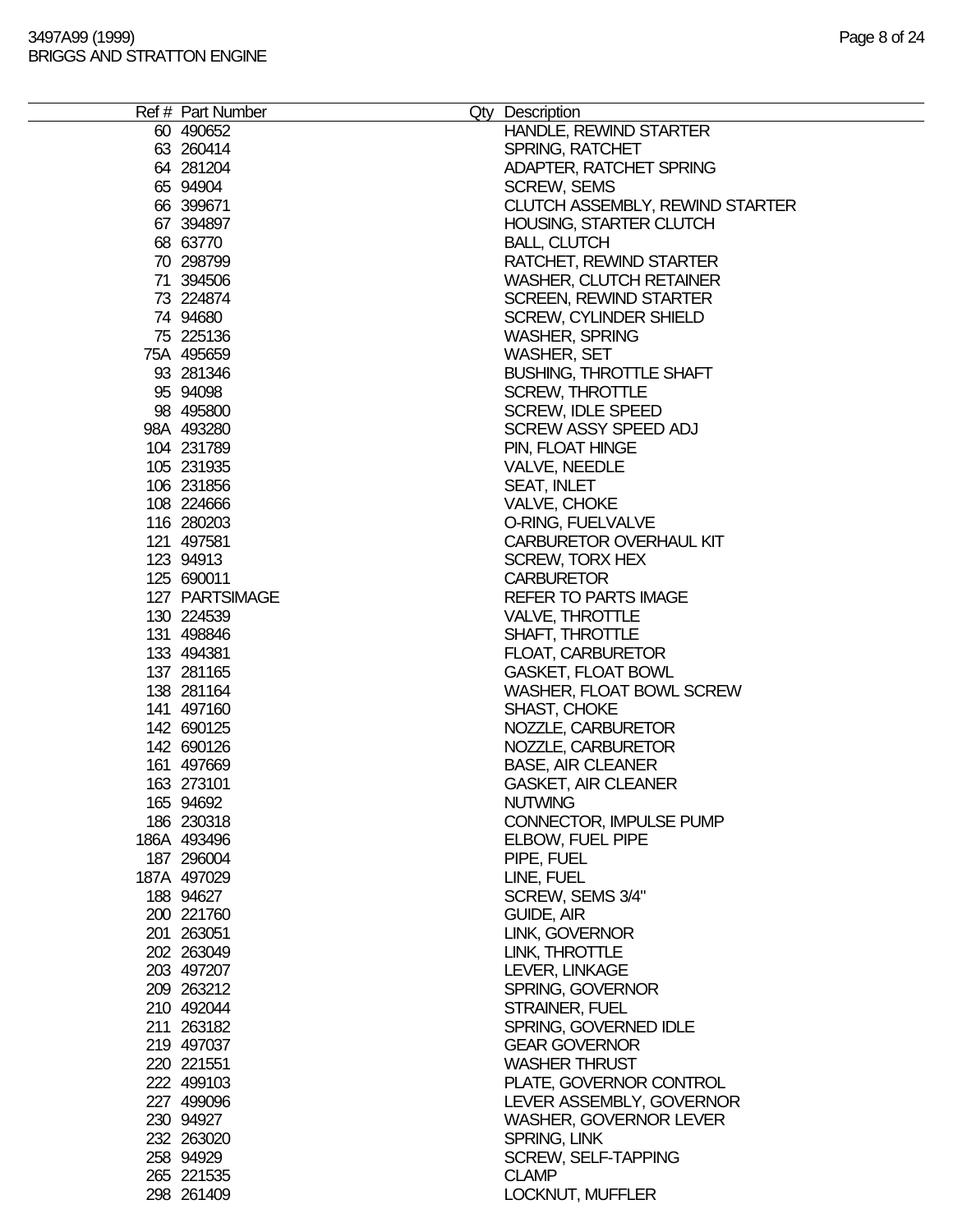| Ref # | Part Number | Qty | Description |
|---|---|---|---|
| 60 | 490652 | | HANDLE, REWIND STARTER |
| 63 | 260414 | | SPRING, RATCHET |
| 64 | 281204 | | ADAPTER, RATCHET SPRING |
| 65 | 94904 | | SCREW, SEMS |
| 66 | 399671 | | CLUTCH ASSEMBLY, REWIND STARTER |
| 67 | 394897 | | HOUSING, STARTER CLUTCH |
| 68 | 63770 | | BALL, CLUTCH |
| 70 | 298799 | | RATCHET, REWIND STARTER |
| 71 | 394506 | | WASHER, CLUTCH RETAINER |
| 73 | 224874 | | SCREEN, REWIND STARTER |
| 74 | 94680 | | SCREW, CYLINDER SHIELD |
| 75 | 225136 | | WASHER, SPRING |
| 75A | 495659 | | WASHER, SET |
| 93 | 281346 | | BUSHING, THROTTLE SHAFT |
| 95 | 94098 | | SCREW, THROTTLE |
| 98 | 495800 | | SCREW, IDLE SPEED |
| 98A | 493280 | | SCREW ASSY SPEED ADJ |
| 104 | 231789 | | PIN, FLOAT HINGE |
| 105 | 231935 | | VALVE, NEEDLE |
| 106 | 231856 | | SEAT, INLET |
| 108 | 224666 | | VALVE, CHOKE |
| 116 | 280203 | | O-RING, FUELVALVE |
| 121 | 497581 | | CARBURETOR OVERHAUL KIT |
| 123 | 94913 | | SCREW, TORX HEX |
| 125 | 690011 | | CARBURETOR |
| 127 | PARTSIMAGE | | REFER TO PARTS IMAGE |
| 130 | 224539 | | VALVE, THROTTLE |
| 131 | 498846 | | SHAFT, THROTTLE |
| 133 | 494381 | | FLOAT, CARBURETOR |
| 137 | 281165 | | GASKET, FLOAT BOWL |
| 138 | 281164 | | WASHER, FLOAT BOWL SCREW |
| 141 | 497160 | | SHAST, CHOKE |
| 142 | 690125 | | NOZZLE, CARBURETOR |
| 142 | 690126 | | NOZZLE, CARBURETOR |
| 161 | 497669 | | BASE, AIR CLEANER |
| 163 | 273101 | | GASKET, AIR CLEANER |
| 165 | 94692 | | NUTWING |
| 186 | 230318 | | CONNECTOR, IMPULSE PUMP |
| 186A | 493496 | | ELBOW, FUEL PIPE |
| 187 | 296004 | | PIPE, FUEL |
| 187A | 497029 | | LINE, FUEL |
| 188 | 94627 | | SCREW, SEMS 3/4" |
| 200 | 221760 | | GUIDE, AIR |
| 201 | 263051 | | LINK, GOVERNOR |
| 202 | 263049 | | LINK, THROTTLE |
| 203 | 497207 | | LEVER, LINKAGE |
| 209 | 263212 | | SPRING, GOVERNOR |
| 210 | 492044 | | STRAINER, FUEL |
| 211 | 263182 | | SPRING, GOVERNED IDLE |
| 219 | 497037 | | GEAR GOVERNOR |
| 220 | 221551 | | WASHER THRUST |
| 222 | 499103 | | PLATE, GOVERNOR CONTROL |
| 227 | 499096 | | LEVER ASSEMBLY, GOVERNOR |
| 230 | 94927 | | WASHER, GOVERNOR LEVER |
| 232 | 263020 | | SPRING, LINK |
| 258 | 94929 | | SCREW, SELF-TAPPING |
| 265 | 221535 | | CLAMP |
| 298 | 261409 | | LOCKNUT, MUFFLER |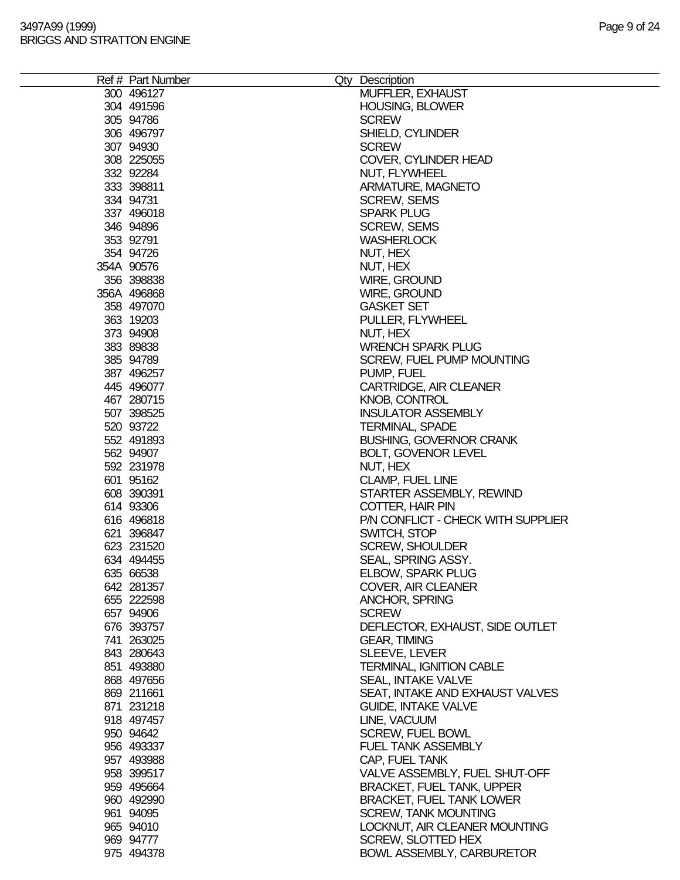| Ref # | Part Number | Qty | Description |
|---|---|---|---|
| 300 | 496127 | | MUFFLER, EXHAUST |
| 304 | 491596 | | HOUSING, BLOWER |
| 305 | 94786 | | SCREW |
| 306 | 496797 | | SHIELD, CYLINDER |
| 307 | 94930 | | SCREW |
| 308 | 225055 | | COVER, CYLINDER HEAD |
| 332 | 92284 | | NUT, FLYWHEEL |
| 333 | 398811 | | ARMATURE, MAGNETO |
| 334 | 94731 | | SCREW, SEMS |
| 337 | 496018 | | SPARK PLUG |
| 346 | 94896 | | SCREW, SEMS |
| 353 | 92791 | | WASHERLOCK |
| 354 | 94726 | | NUT, HEX |
| 354A | 90576 | | NUT, HEX |
| 356 | 398838 | | WIRE, GROUND |
| 356A | 496868 | | WIRE, GROUND |
| 358 | 497070 | | GASKET SET |
| 363 | 19203 | | PULLER, FLYWHEEL |
| 373 | 94908 | | NUT, HEX |
| 383 | 89838 | | WRENCH SPARK PLUG |
| 385 | 94789 | | SCREW, FUEL PUMP MOUNTING |
| 387 | 496257 | | PUMP, FUEL |
| 445 | 496077 | | CARTRIDGE, AIR CLEANER |
| 467 | 280715 | | KNOB, CONTROL |
| 507 | 398525 | | INSULATOR ASSEMBLY |
| 520 | 93722 | | TERMINAL, SPADE |
| 552 | 491893 | | BUSHING, GOVERNOR CRANK |
| 562 | 94907 | | BOLT, GOVENOR LEVEL |
| 592 | 231978 | | NUT, HEX |
| 601 | 95162 | | CLAMP, FUEL LINE |
| 608 | 390391 | | STARTER ASSEMBLY, REWIND |
| 614 | 93306 | | COTTER, HAIR PIN |
| 616 | 496818 | | P/N CONFLICT - CHECK WITH SUPPLIER |
| 621 | 396847 | | SWITCH, STOP |
| 623 | 231520 | | SCREW, SHOULDER |
| 634 | 494455 | | SEAL, SPRING ASSY. |
| 635 | 66538 | | ELBOW, SPARK PLUG |
| 642 | 281357 | | COVER, AIR CLEANER |
| 655 | 222598 | | ANCHOR, SPRING |
| 657 | 94906 | | SCREW |
| 676 | 393757 | | DEFLECTOR, EXHAUST, SIDE OUTLET |
| 741 | 263025 | | GEAR, TIMING |
| 843 | 280643 | | SLEEVE, LEVER |
| 851 | 493880 | | TERMINAL, IGNITION CABLE |
| 868 | 497656 | | SEAL, INTAKE VALVE |
| 869 | 211661 | | SEAT, INTAKE AND EXHAUST VALVES |
| 871 | 231218 | | GUIDE, INTAKE VALVE |
| 918 | 497457 | | LINE, VACUUM |
| 950 | 94642 | | SCREW, FUEL BOWL |
| 956 | 493337 | | FUEL TANK ASSEMBLY |
| 957 | 493988 | | CAP, FUEL TANK |
| 958 | 399517 | | VALVE ASSEMBLY, FUEL SHUT-OFF |
| 959 | 495664 | | BRACKET, FUEL TANK, UPPER |
| 960 | 492990 | | BRACKET, FUEL TANK LOWER |
| 961 | 94095 | | SCREW, TANK MOUNTING |
| 965 | 94010 | | LOCKNUT, AIR CLEANER MOUNTING |
| 969 | 94777 | | SCREW, SLOTTED HEX |
| 975 | 494378 | | BOWL ASSEMBLY, CARBURETOR |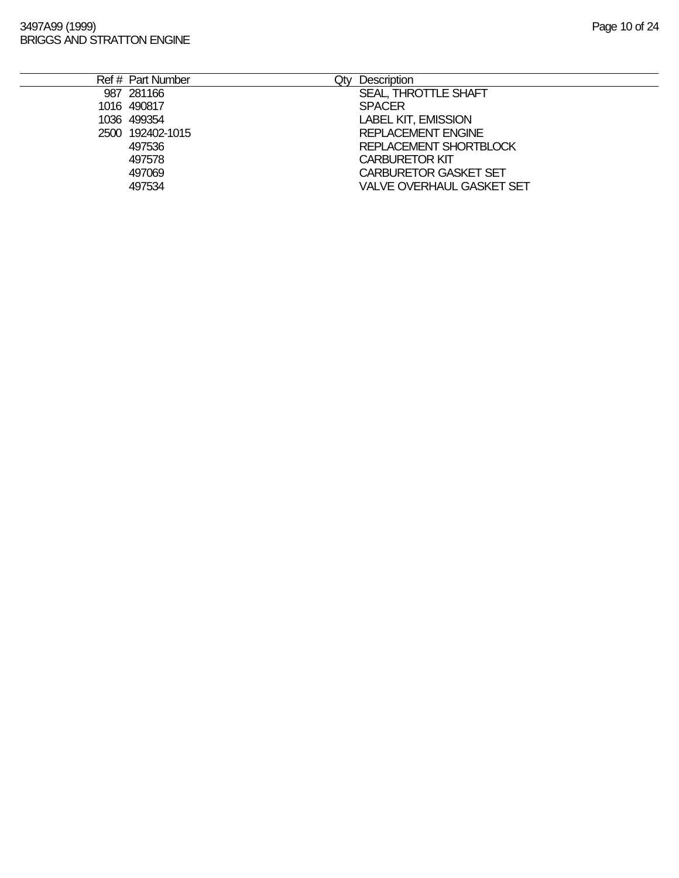| Ref # | Part Number | Qty | Description |
| --- | --- | --- | --- |
| 987 | 281166 | | SEAL, THROTTLE SHAFT |
| 1016 | 490817 | | SPACER |
| 1036 | 499354 | | LABEL KIT, EMISSION |
| 2500 | 192402-1015 | | REPLACEMENT ENGINE |
| | 497536 | | REPLACEMENT SHORTBLOCK |
| | 497578 | | CARBURETOR KIT |
| | 497069 | | CARBURETOR GASKET SET |
| | 497534 | | VALVE OVERHAUL GASKET SET |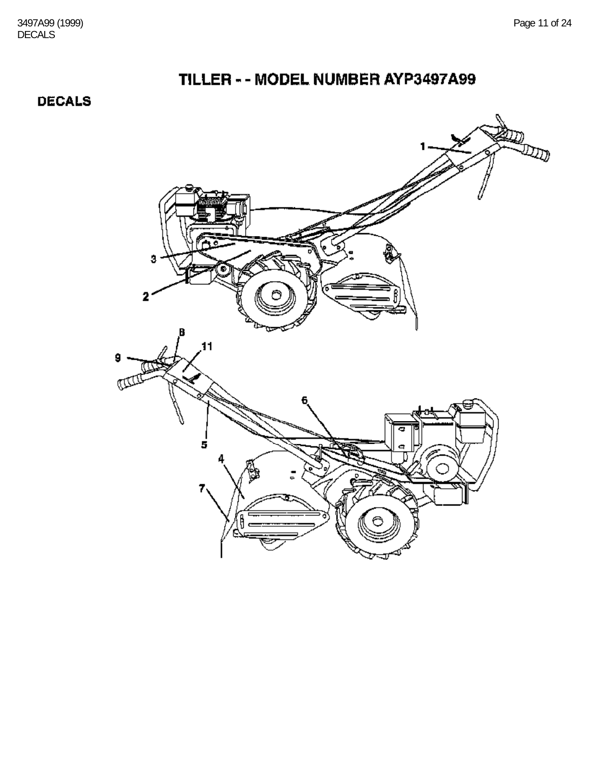# TILLER - - MODEL NUMBER AYP3497A99

## DECALS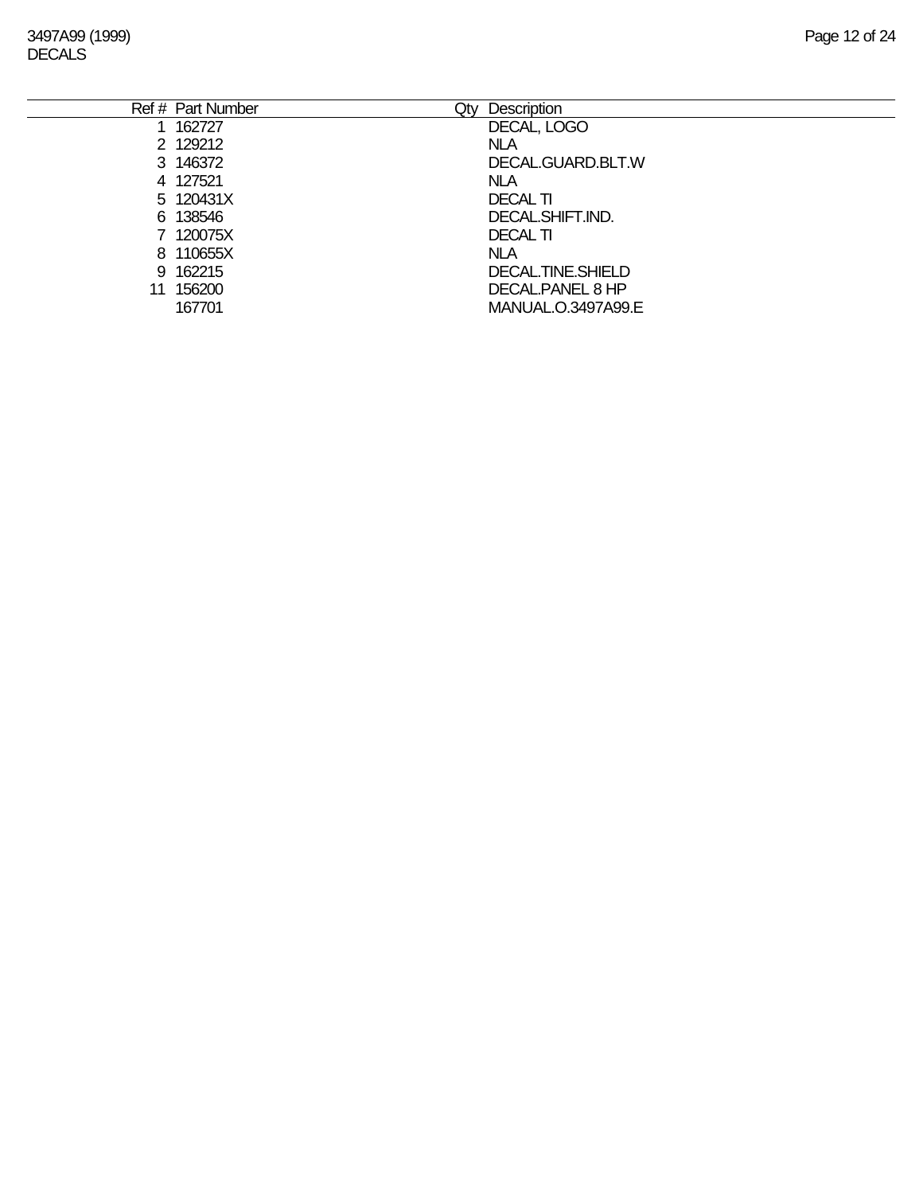3497A99 (1999)
DECALS

| Ref # | Part Number | Qty | Description |
| --- | --- | --- | --- |
| 1 | 162727 | | DECAL, LOGO |
| 2 | 129212 | | NLA |
| 3 | 146372 | | DECAL.GUARD.BLT.W |
| 4 | 127521 | | NLA |
| 5 | 120431X | | DECAL TI |
| 6 | 138546 | | DECAL.SHIFT.IND. |
| 7 | 120075X | | DECAL TI |
| 8 | 110655X | | NLA |
| 9 | 162215 | | DECAL.TINE.SHIELD |
| 11 | 156200 | | DECAL.PANEL 8 HP |
| | 167701 | | MANUAL.O.3497A99.E |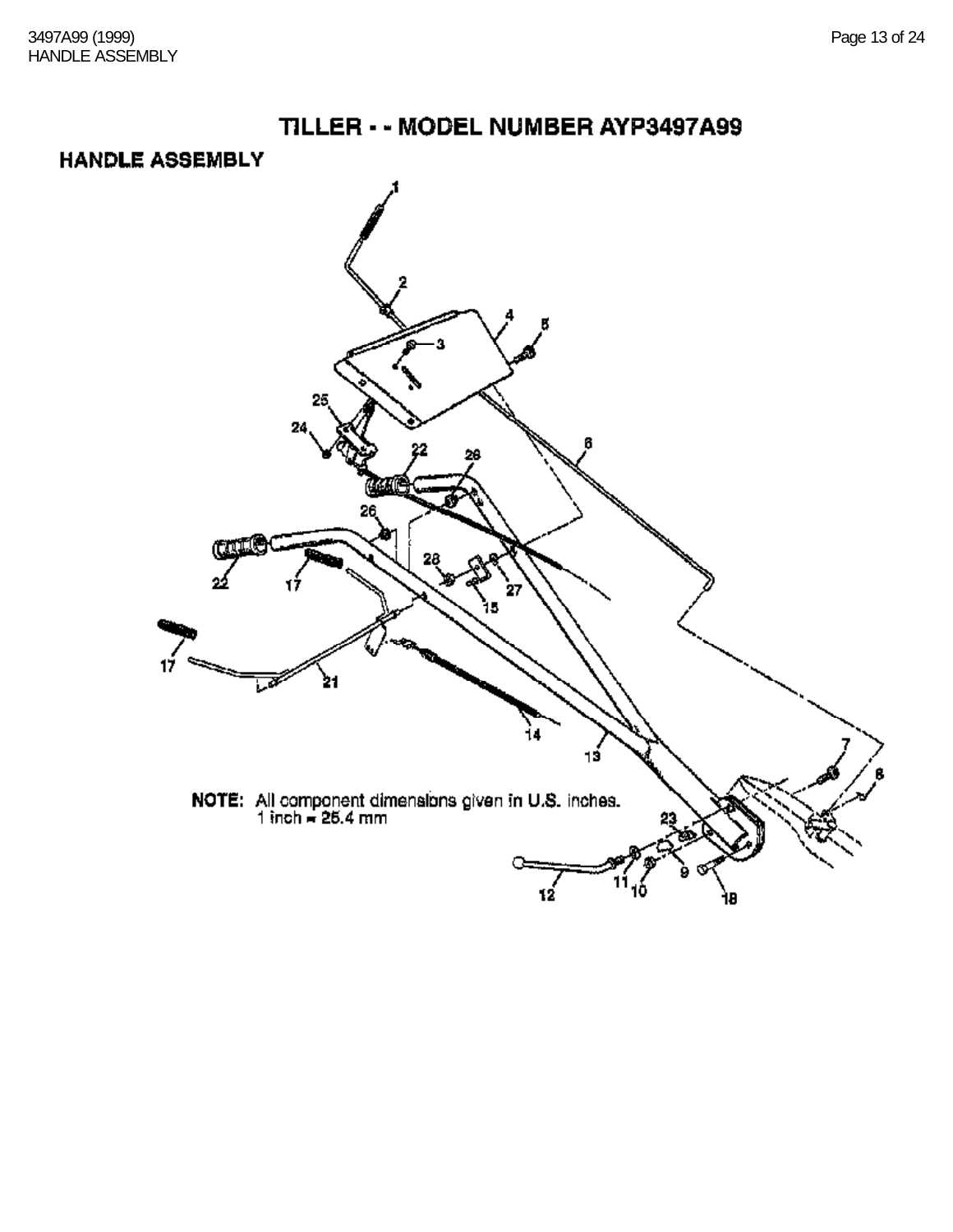# TILLER - - MODEL NUMBER AYP3497A99

## HANDLE ASSEMBLY

**NOTE:** All component dimensions given in U.S. inches.
1 inch = 25.4 mm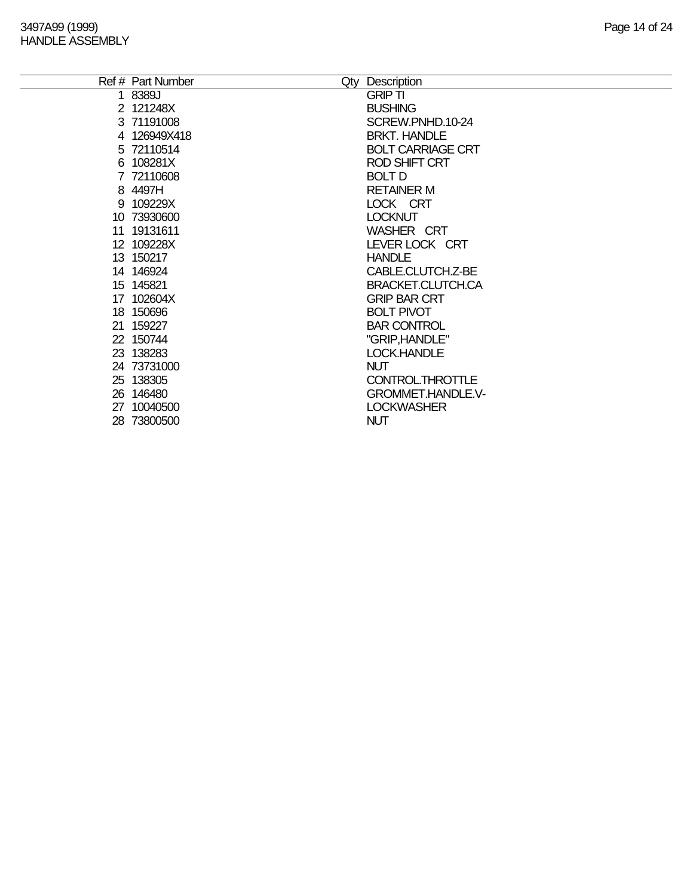# 3497A99 (1999)
## HANDLE ASSEMBLY

| Ref # | Part Number | Qty | Description |
|---|---|---|---|
| 1 | 8389J | | GRIP TI |
| 2 | 121248X | | BUSHING |
| 3 | 71191008 | | SCREW.PNHD.10-24 |
| 4 | 126949X418 | | BRKT. HANDLE |
| 5 | 72110514 | | BOLT CARRIAGE CRT |
| 6 | 108281X | | ROD SHIFT CRT |
| 7 | 72110608 | | BOLT D |
| 8 | 4497H | | RETAINER M |
| 9 | 109229X | | LOCK CRT |
| 10 | 73930600 | | LOCKNUT |
| 11 | 19131611 | | WASHER CRT |
| 12 | 109228X | | LEVER LOCK CRT |
| 13 | 150217 | | HANDLE |
| 14 | 146924 | | CABLE.CLUTCH.Z-BE |
| 15 | 145821 | | BRACKET.CLUTCH.CA |
| 17 | 102604X | | GRIP BAR CRT |
| 18 | 150696 | | BOLT PIVOT |
| 21 | 159227 | | BAR CONTROL |
| 22 | 150744 | | "GRIP,HANDLE" |
| 23 | 138283 | | LOCK.HANDLE |
| 24 | 73731000 | | NUT |
| 25 | 138305 | | CONTROL.THROTTLE |
| 26 | 146480 | | GROMMET.HANDLE.V- |
| 27 | 10040500 | | LOCKWASHER |
| 28 | 73800500 | | NUT |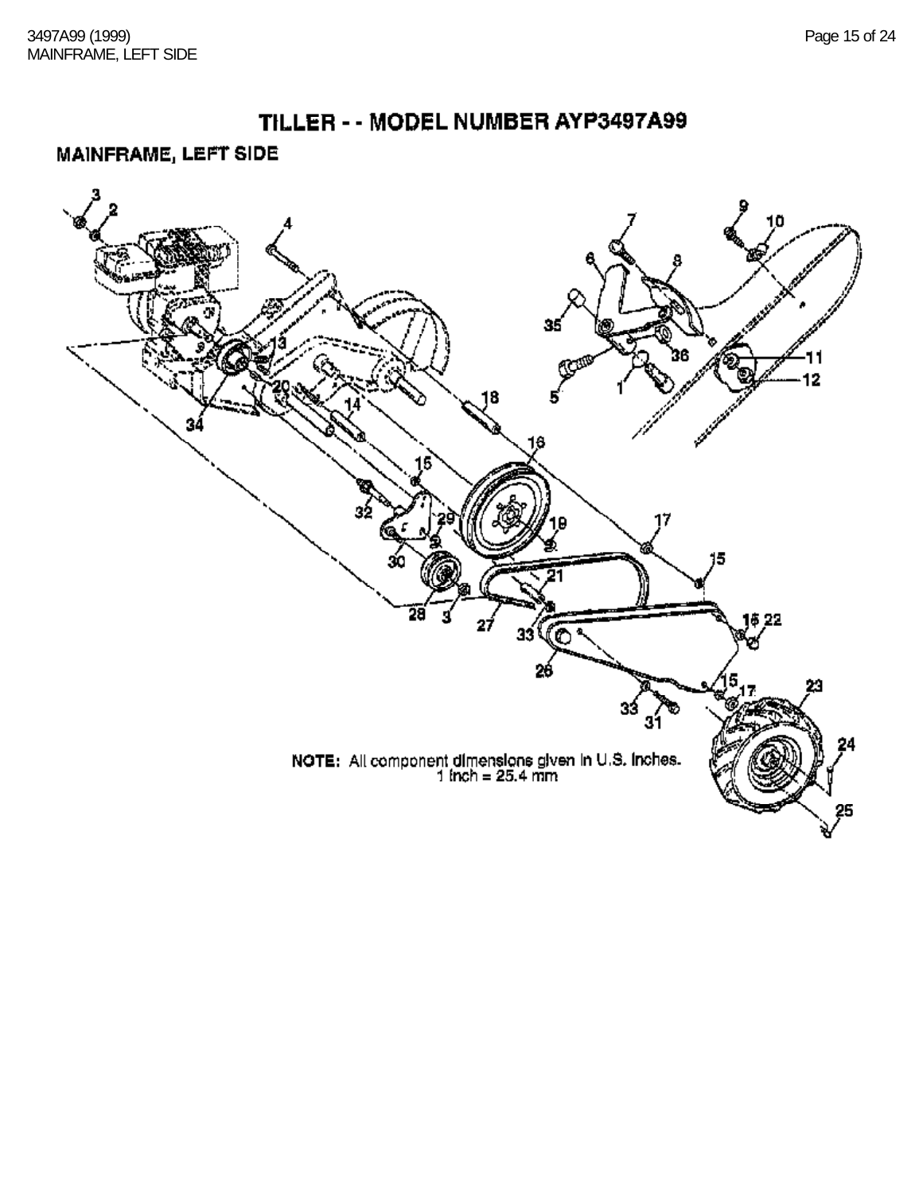# TILLER - - MODEL NUMBER AYP3497A99

## MAINFRAME, LEFT SIDE

NOTE: All component dimensions given in U.S. inches.
1 inch = 25.4 mm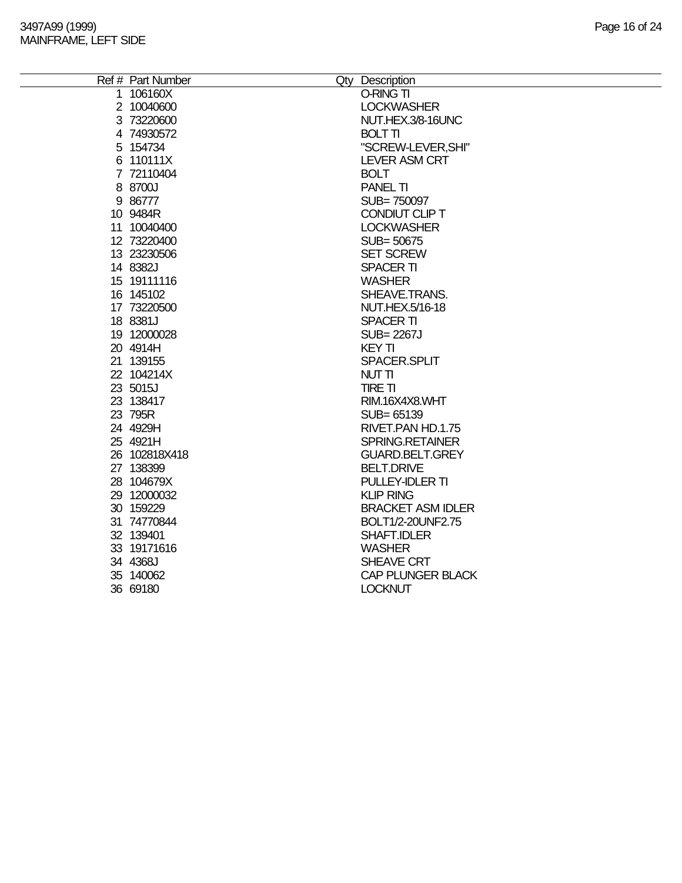| Ref # | Part Number | Qty | Description |
| --- | --- | --- | --- |
| 1 | 106160X | | O-RING TI |
| 2 | 10040600 | | LOCKWASHER |
| 3 | 73220600 | | NUT.HEX.3/8-16UNC |
| 4 | 74930572 | | BOLT TI |
| 5 | 154734 | | "SCREW-LEVER,SHI" |
| 6 | 110111X | | LEVER ASM CRT |
| 7 | 72110404 | | BOLT |
| 8 | 8700J | | PANEL TI |
| 9 | 86777 | | SUB= 750097 |
| 10 | 9484R | | CONDIUT CLIP T |
| 11 | 10040400 | | LOCKWASHER |
| 12 | 73220400 | | SUB= 50675 |
| 13 | 23230506 | | SET SCREW |
| 14 | 8382J | | SPACER TI |
| 15 | 19111116 | | WASHER |
| 16 | 145102 | | SHEAVE.TRANS. |
| 17 | 73220500 | | NUT.HEX.5/16-18 |
| 18 | 8381J | | SPACER TI |
| 19 | 12000028 | | SUB= 2267J |
| 20 | 4914H | | KEY TI |
| 21 | 139155 | | SPACER.SPLIT |
| 22 | 104214X | | NUT TI |
| 23 | 5015J | | TIRE TI |
| 23 | 138417 | | RIM.16X4X8.WHT |
| 23 | 795R | | SUB= 65139 |
| 24 | 4929H | | RIVET.PAN HD.1.75 |
| 25 | 4921H | | SPRING.RETAINER |
| 26 | 102818X418 | | GUARD.BELT.GREY |
| 27 | 138399 | | BELT.DRIVE |
| 28 | 104679X | | PULLEY-IDLER TI |
| 29 | 12000032 | | KLIP RING |
| 30 | 159229 | | BRACKET ASM IDLER |
| 31 | 74770844 | | BOLT1/2-20UNF2.75 |
| 32 | 139401 | | SHAFT.IDLER |
| 33 | 19171616 | | WASHER |
| 34 | 4368J | | SHEAVE CRT |
| 35 | 140062 | | CAP PLUNGER BLACK |
| 36 | 69180 | | LOCKNUT |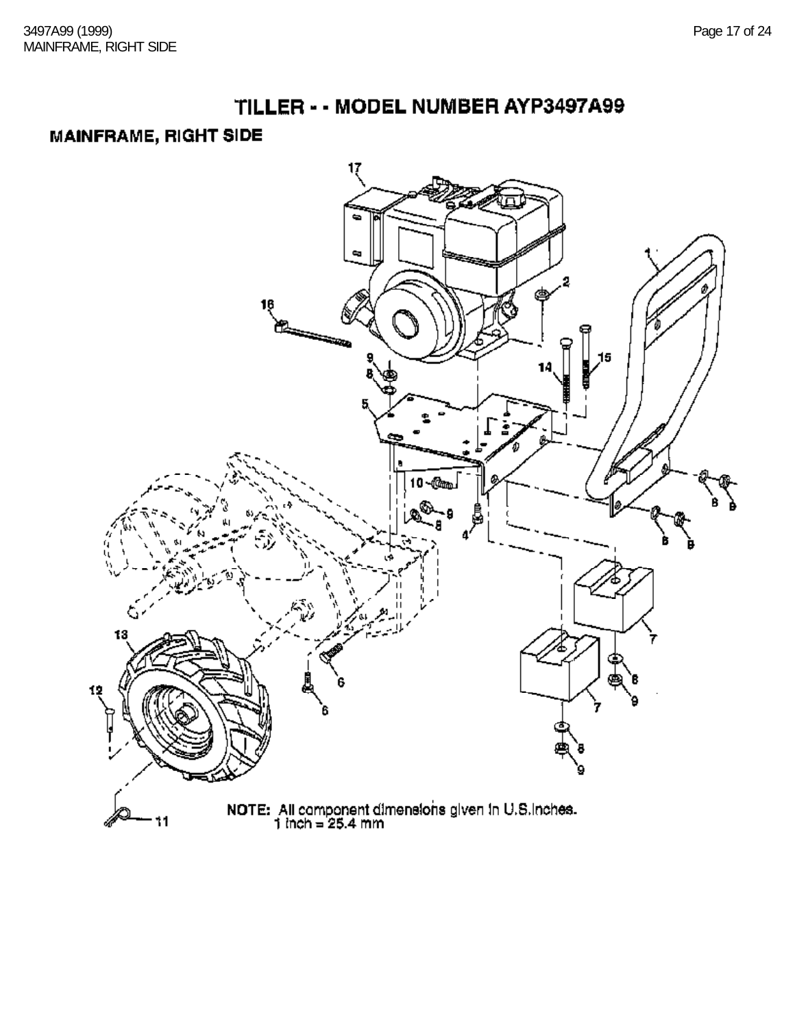# TILLER - - MODEL NUMBER AYP3497A99

## MAINFRAME, RIGHT SIDE

NOTE: All component dimensions given in U.S.Inches.
1 inch = 25.4 mm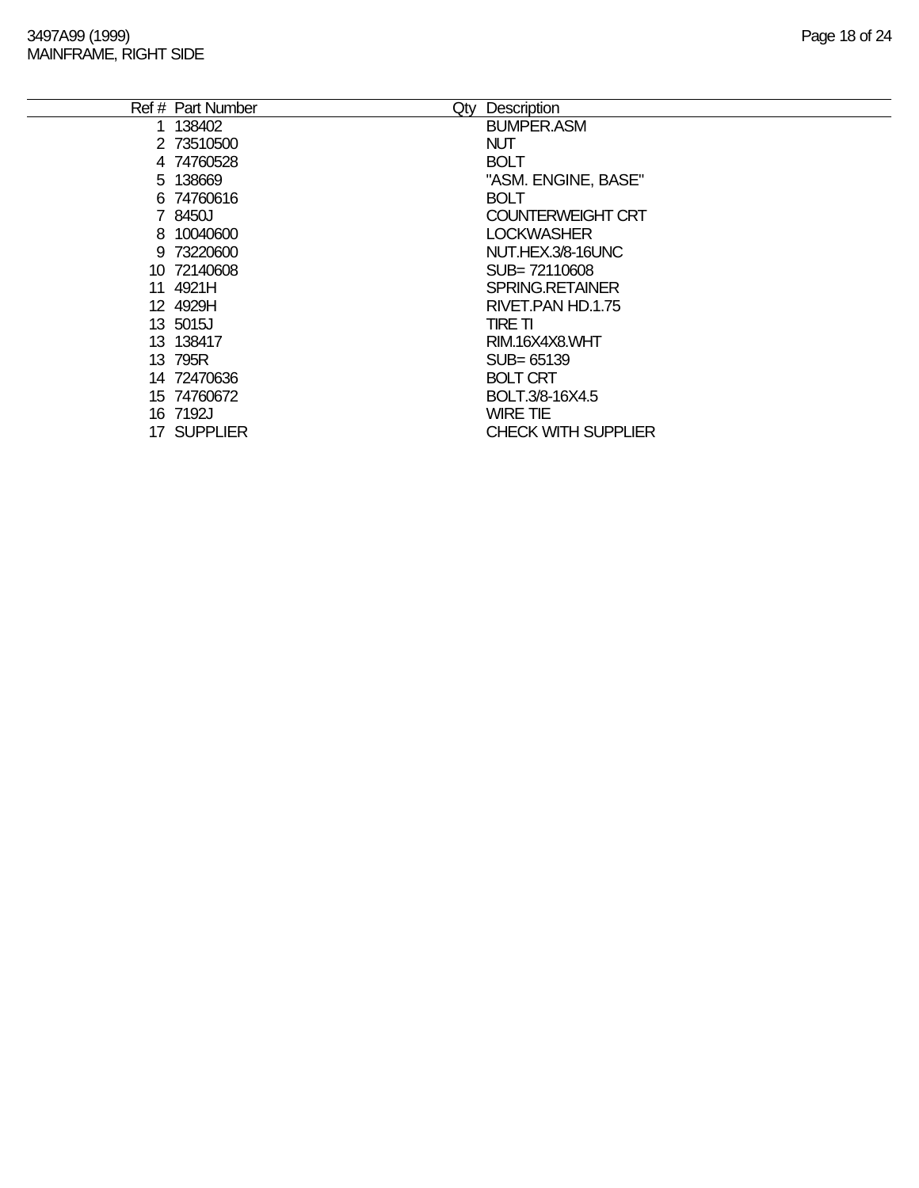3497A99 (1999)
MAINFRAME, RIGHT SIDE

| Ref # | Part Number | Qty | Description |
|---|---|---|---|
| 1 | 138402 | | BUMPER.ASM |
| 2 | 73510500 | | NUT |
| 4 | 74760528 | | BOLT |
| 5 | 138669 | | "ASM. ENGINE, BASE" |
| 6 | 74760616 | | BOLT |
| 7 | 8450J | | COUNTERWEIGHT CRT |
| 8 | 10040600 | | LOCKWASHER |
| 9 | 73220600 | | NUT.HEX.3/8-16UNC |
| 10 | 72140608 | | SUB= 72110608 |
| 11 | 4921H | | SPRING.RETAINER |
| 12 | 4929H | | RIVET.PAN HD.1.75 |
| 13 | 5015J | | TIRE TI |
| 13 | 138417 | | RIM.16X4X8.WHT |
| 13 | 795R | | SUB= 65139 |
| 14 | 72470636 | | BOLT CRT |
| 15 | 74760672 | | BOLT.3/8-16X4.5 |
| 16 | 7192J | | WIRE TIE |
| 17 | SUPPLIER | | CHECK WITH SUPPLIER |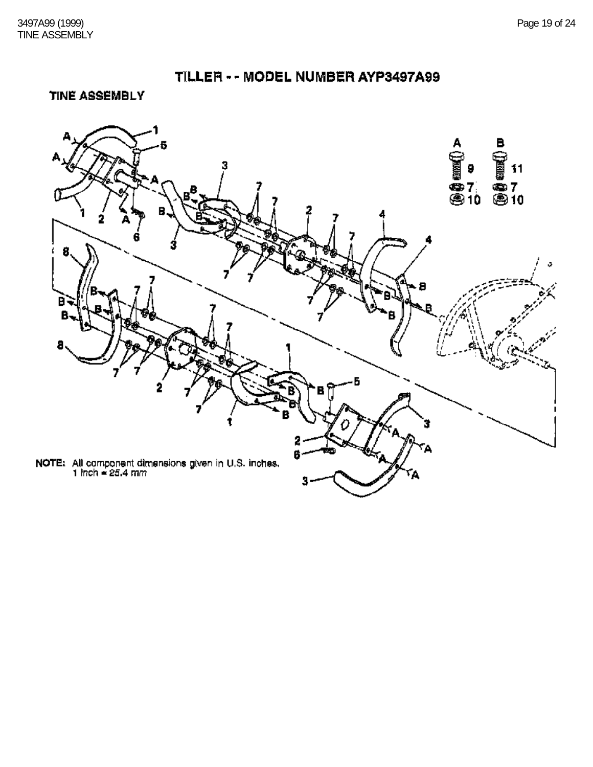# TILLER - - MODEL NUMBER AYP3497A99

## TINE ASSEMBLY

NOTE: All component dimensions given in U.S. inches.
1 inch = 25.4 mm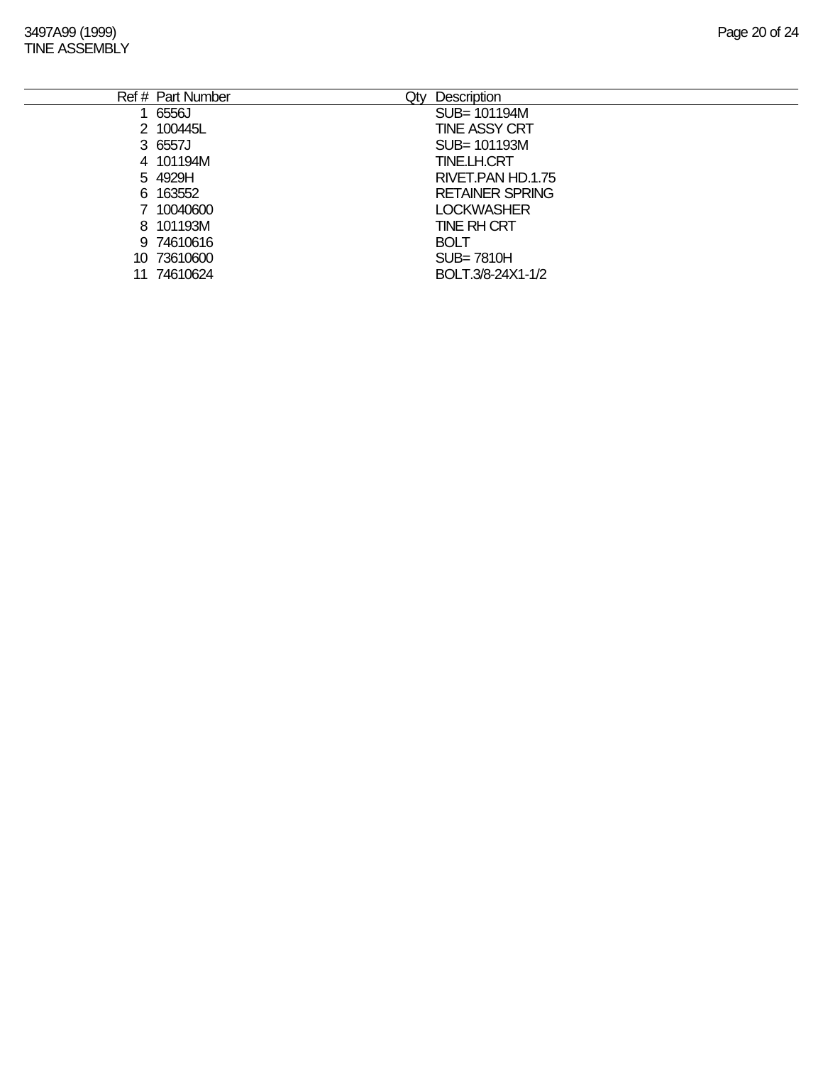3497A99 (1999)
TINE ASSEMBLY

| Ref # | Part Number | Qty | Description |
|---|---|---|---|
| 1 | 6556J | | SUB= 101194M |
| 2 | 100445L | | TINE ASSY CRT |
| 3 | 6557J | | SUB= 101193M |
| 4 | 101194M | | TINE.LH.CRT |
| 5 | 4929H | | RIVET.PAN HD.1.75 |
| 6 | 163552 | | RETAINER SPRING |
| 7 | 10040600 | | LOCKWASHER |
| 8 | 101193M | | TINE RH CRT |
| 9 | 74610616 | | BOLT |
| 10 | 73610600 | | SUB= 7810H |
| 11 | 74610624 | | BOLT.3/8-24X1-1/2 |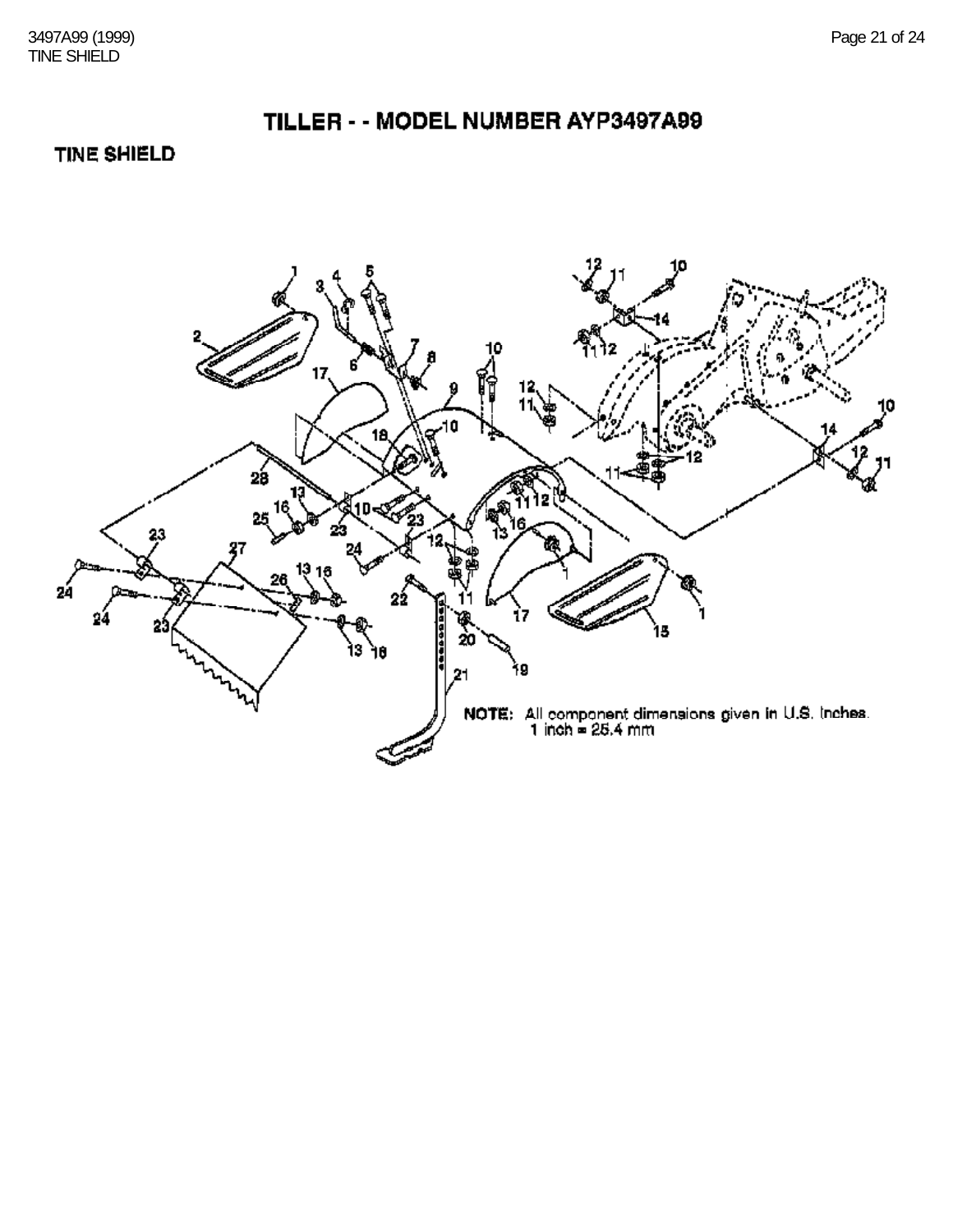# TILLER - - MODEL NUMBER AYP3497A99

## TINE SHIELD

**NOTE:** All component dimensions given in U.S. Inches.
1 inch = 25.4 mm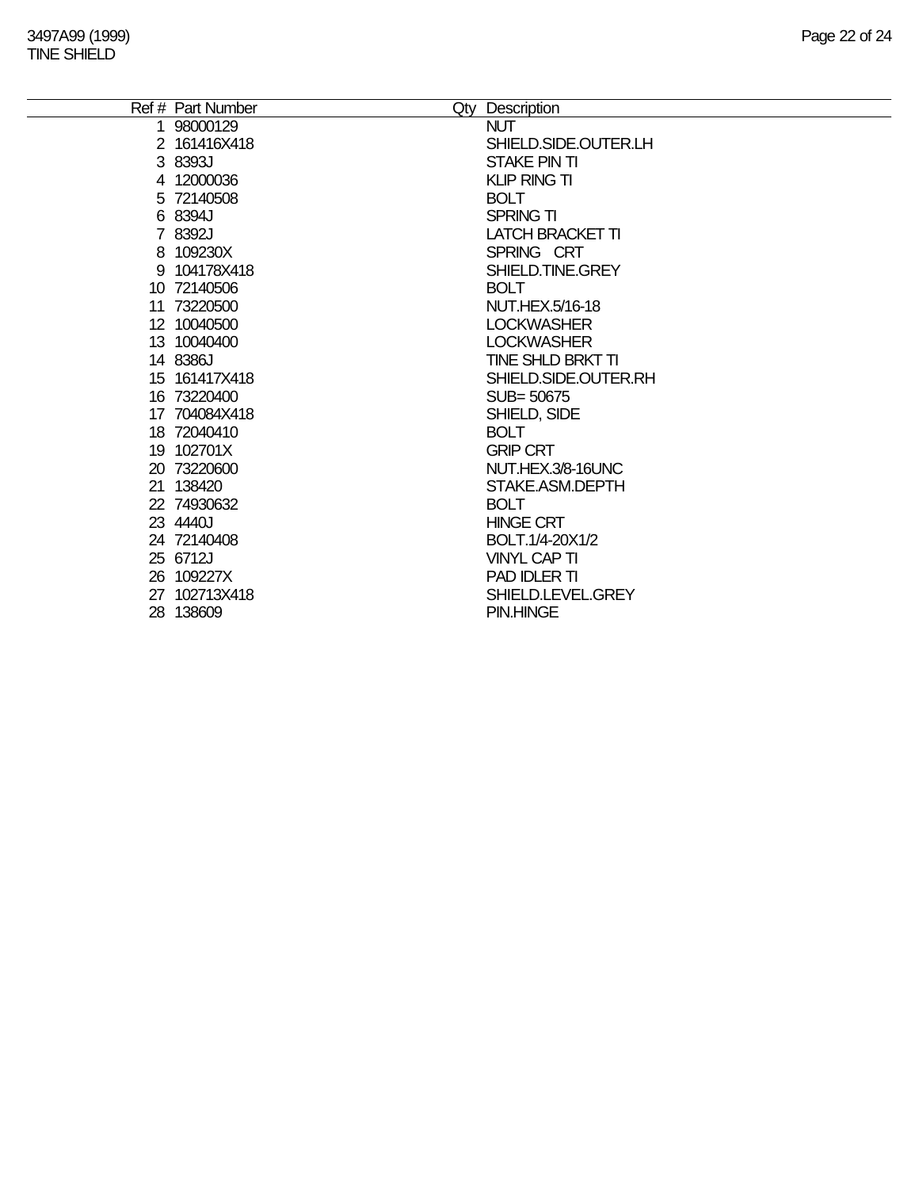3497A99 (1999)
TINE SHIELD

| Ref # | Part Number | Qty | Description |
|---|---|---|---|
| 1 | 98000129 | | NUT |
| 2 | 161416X418 | | SHIELD.SIDE.OUTER.LH |
| 3 | 8393J | | STAKE PIN TI |
| 4 | 12000036 | | KLIP RING TI |
| 5 | 72140508 | | BOLT |
| 6 | 8394J | | SPRING TI |
| 7 | 8392J | | LATCH BRACKET TI |
| 8 | 109230X | | SPRING CRT |
| 9 | 104178X418 | | SHIELD.TINE.GREY |
| 10 | 72140506 | | BOLT |
| 11 | 73220500 | | NUT.HEX.5/16-18 |
| 12 | 10040500 | | LOCKWASHER |
| 13 | 10040400 | | LOCKWASHER |
| 14 | 8386J | | TINE SHLD BRKT TI |
| 15 | 161417X418 | | SHIELD.SIDE.OUTER.RH |
| 16 | 73220400 | | SUB= 50675 |
| 17 | 704084X418 | | SHIELD, SIDE |
| 18 | 72040410 | | BOLT |
| 19 | 102701X | | GRIP CRT |
| 20 | 73220600 | | NUT.HEX.3/8-16UNC |
| 21 | 138420 | | STAKE.ASM.DEPTH |
| 22 | 74930632 | | BOLT |
| 23 | 4440J | | HINGE CRT |
| 24 | 72140408 | | BOLT.1/4-20X1/2 |
| 25 | 6712J | | VINYL CAP TI |
| 26 | 109227X | | PAD IDLER TI |
| 27 | 102713X418 | | SHIELD.LEVEL.GREY |
| 28 | 138609 | | PIN.HINGE |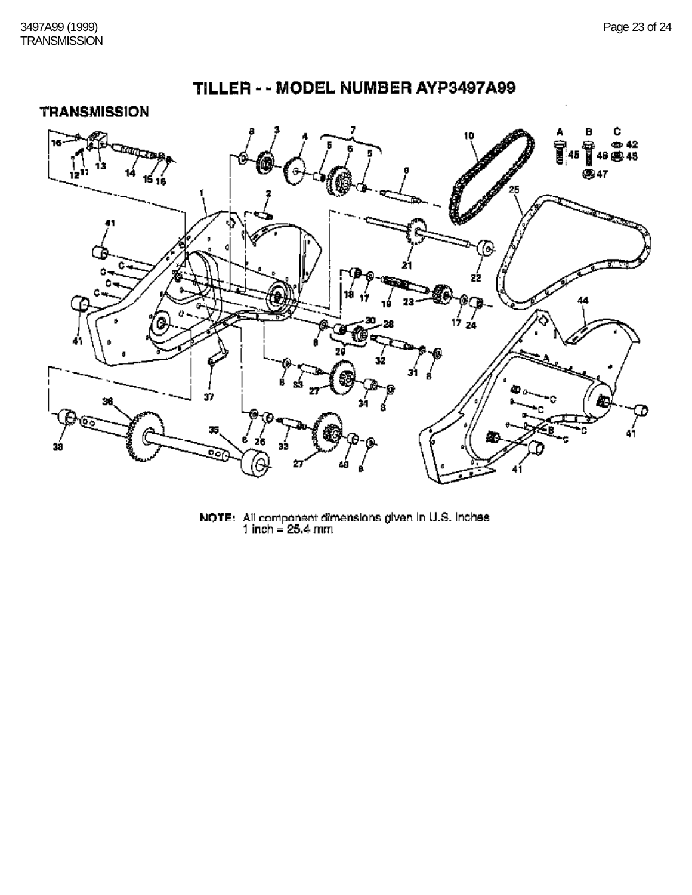# TILLER - - MODEL NUMBER AYP3497A99

## TRANSMISSION

NOTE: All component dimensions given in U.S. Inches
1 inch = 25.4 mm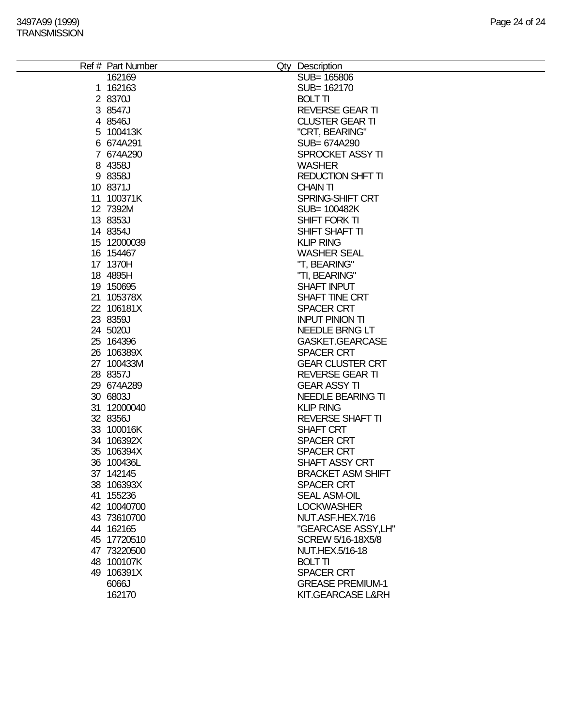| Ref # | Part Number | Qty | Description |
|---|---|---|---|
| | 162169 | | SUB= 165806 |
| 1 | 162163 | | SUB= 162170 |
| 2 | 8370J | | BOLT TI |
| 3 | 8547J | | REVERSE GEAR TI |
| 4 | 8546J | | CLUSTER GEAR TI |
| 5 | 100413K | | "CRT, BEARING" |
| 6 | 674A291 | | SUB= 674A290 |
| 7 | 674A290 | | SPROCKET ASSY TI |
| 8 | 4358J | | WASHER |
| 9 | 8358J | | REDUCTION SHFT TI |
| 10 | 8371J | | CHAIN TI |
| 11 | 100371K | | SPRING-SHIFT CRT |
| 12 | 7392M | | SUB= 100482K |
| 13 | 8353J | | SHIFT FORK TI |
| 14 | 8354J | | SHIFT SHAFT TI |
| 15 | 12000039 | | KLIP RING |
| 16 | 154467 | | WASHER SEAL |
| 17 | 1370H | | "T, BEARING" |
| 18 | 4895H | | "TI, BEARING" |
| 19 | 150695 | | SHAFT INPUT |
| 21 | 105378X | | SHAFT TINE CRT |
| 22 | 106181X | | SPACER CRT |
| 23 | 8359J | | INPUT PINION TI |
| 24 | 5020J | | NEEDLE BRNG LT |
| 25 | 164396 | | GASKET.GEARCASE |
| 26 | 106389X | | SPACER CRT |
| 27 | 100433M | | GEAR CLUSTER CRT |
| 28 | 8357J | | REVERSE GEAR TI |
| 29 | 674A289 | | GEAR ASSY TI |
| 30 | 6803J | | NEEDLE BEARING TI |
| 31 | 12000040 | | KLIP RING |
| 32 | 8356J | | REVERSE SHAFT TI |
| 33 | 100016K | | SHAFT CRT |
| 34 | 106392X | | SPACER CRT |
| 35 | 106394X | | SPACER CRT |
| 36 | 100436L | | SHAFT ASSY CRT |
| 37 | 142145 | | BRACKET ASM SHIFT |
| 38 | 106393X | | SPACER CRT |
| 41 | 155236 | | SEAL ASM-OIL |
| 42 | 10040700 | | LOCKWASHER |
| 43 | 73610700 | | NUT.ASF.HEX.7/16 |
| 44 | 162165 | | "GEARCASE ASSY,LH" |
| 45 | 17720510 | | SCREW 5/16-18X5/8 |
| 47 | 73220500 | | NUT.HEX.5/16-18 |
| 48 | 100107K | | BOLT TI |
| 49 | 106391X | | SPACER CRT |
| | 6066J | | GREASE PREMIUM-1 |
| | 162170 | | KIT.GEARCASE L&RH |